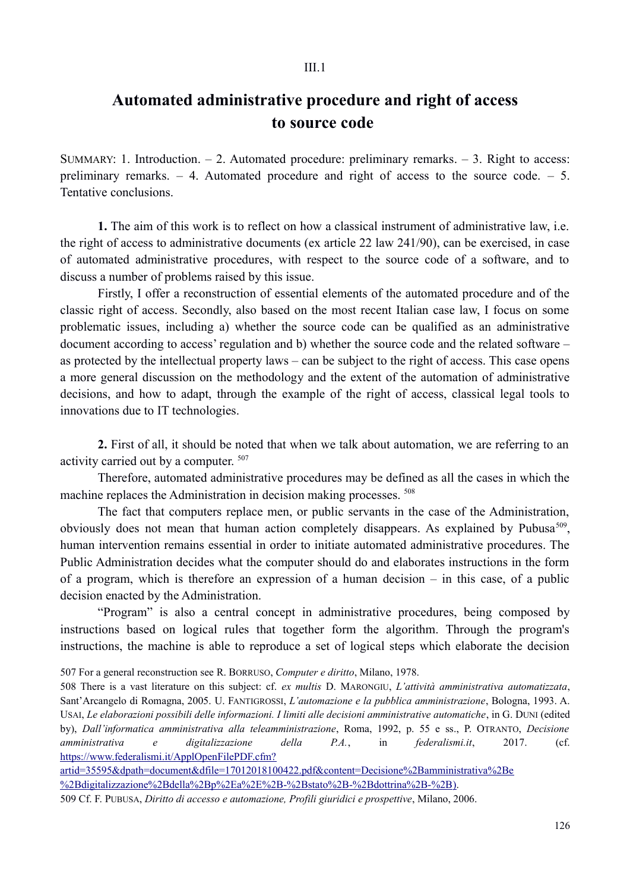III.1

# Automated administrative procedure and right of access to source code

SUMMARY: 1. Introduction. – 2. Automated procedure: preliminary remarks. – 3. Right to access: preliminary remarks. – 4. Automated procedure and right of access to the source code. – 5. Tentative conclusions.

**1.** The aim of this work is to reflect on how a classical instrument of administrative law, i.e. the right of access to administrative documents (ex article 22 law 241/90), can be exercised, in case of automated administrative procedures, with respect to the source code of a software, and to discuss a number of problems raised by this issue.

Firstly, I offer a reconstruction of essential elements of the automated procedure and of the classic right of access. Secondly, also based on the most recent Italian case law, I focus on some problematic issues, including a) whether the source code can be qualified as an administrative document according to access' regulation and b) whether the source code and the related software – as protected by the intellectual property laws – can be subject to the right of access. This case opens a more general discussion on the methodology and the extent of the automation of administrative decisions, and how to adapt, through the example of the right of access, classical legal tools to innovations due to IT technologies.

**2.** First of all, it should be noted that when we talk about automation, we are referring to an activity carried out by a computer. [507]

Therefore, automated administrative procedures may be defined as all the cases in which the machine replaces the Administration in decision making processes. [508]

The fact that computers replace men, or public servants in the case of the Administration, obviously does not mean that human action completely disappears. As explained by Pubusa[509], human intervention remains essential in order to initiate automated administrative procedures. The Public Administration decides what the computer should do and elaborates instructions in the form of a program, which is therefore an expression of a human decision – in this case, of a public decision enacted by the Administration.

"Program" is also a central concept in administrative procedures, being composed by instructions based on logical rules that together form the algorithm. Through the program's instructions, the machine is able to reproduce a set of logical steps which elaborate the decision

507 For a general reconstruction see R. BORRUSO, *Computer e diritto*, Milano, 1978.

508 There is a vast literature on this subject: cf. *ex multis* D. MARONGIU, *L'attività amministrativa automatizzata*, Sant'Arcangelo di Romagna, 2005. U. FANTIGROSSI, *L'automazione e la pubblica amministrazione*, Bologna, 1993. A. USAI, *Le elaborazioni possibili delle informazioni. I limiti alle decisioni amministrative automatiche*, in G. DUNI (edited by), *Dall'informatica amministrativa alla teleamministrazione*, Roma, 1992, p. 55 e ss., P. OTRANTO, *Decisione amministrativa e digitalizzazione della P.A.*, in *federalismi.it*, 2017. (cf. https://www.federalismi.it/ApplOpenFilePDF.cfm?artid=35595&dpath=document&dfile=17012018100422.pdf&content=Decisione%2Bamministrativa%2Be%2Bdigitalizzazione%2Bdella%2Bp%2Ea%2E%2B-%2Bstato%2B-%2Bdottrina%2B-%2B).

509 Cf. F. PUBUSA, *Diritto di accesso e automazione, Profili giuridici e prospettive*, Milano, 2006.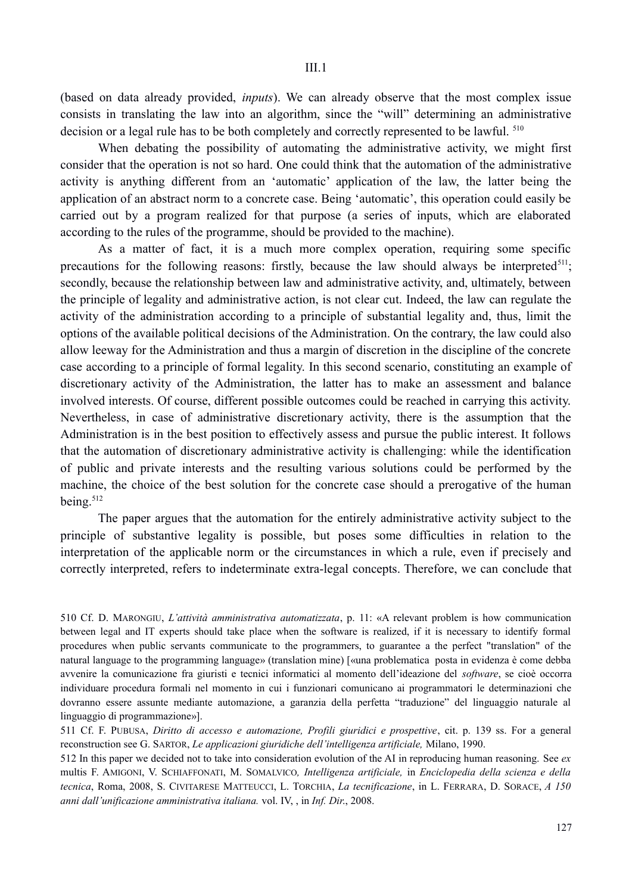(based on data already provided, *inputs*). We can already observe that the most complex issue consists in translating the law into an algorithm, since the "will" determining an administrative decision or a legal rule has to be both completely and correctly represented to be lawful. [510]

When debating the possibility of automating the administrative activity, we might first consider that the operation is not so hard. One could think that the automation of the administrative activity is anything different from an 'automatic' application of the law, the latter being the application of an abstract norm to a concrete case. Being 'automatic', this operation could easily be carried out by a program realized for that purpose (a series of inputs, which are elaborated according to the rules of the programme, should be provided to the machine).

As a matter of fact, it is a much more complex operation, requiring some specific precautions for the following reasons: firstly, because the law should always be interpreted[511]; secondly, because the relationship between law and administrative activity, and, ultimately, between the principle of legality and administrative action, is not clear cut. Indeed, the law can regulate the activity of the administration according to a principle of substantial legality and, thus, limit the options of the available political decisions of the Administration. On the contrary, the law could also allow leeway for the Administration and thus a margin of discretion in the discipline of the concrete case according to a principle of formal legality. In this second scenario, constituting an example of discretionary activity of the Administration, the latter has to make an assessment and balance involved interests. Of course, different possible outcomes could be reached in carrying this activity. Nevertheless, in case of administrative discretionary activity, there is the assumption that the Administration is in the best position to effectively assess and pursue the public interest. It follows that the automation of discretionary administrative activity is challenging: while the identification of public and private interests and the resulting various solutions could be performed by the machine, the choice of the best solution for the concrete case should a prerogative of the human being.[512]

The paper argues that the automation for the entirely administrative activity subject to the principle of substantive legality is possible, but poses some difficulties in relation to the interpretation of the applicable norm or the circumstances in which a rule, even if precisely and correctly interpreted, refers to indeterminate extra-legal concepts. Therefore, we can conclude that

---

510 Cf. D. MARONGIU, *L'attività amministrativa automatizzata*, p. 11: «A relevant problem is how communication between legal and IT experts should take place when the software is realized, if it is necessary to identify formal procedures when public servants communicate to the programmers, to guarantee a the perfect "translation" of the natural language to the programming language» (translation mine) [«una problematica posta in evidenza è come debba avvenire la comunicazione fra giuristi e tecnici informatici al momento dell'ideazione del *software*, se cioè occorra individuare procedura formali nel momento in cui i funzionari comunicano ai programmatori le determinazioni che dovranno essere assunte mediante automazione, a garanzia della perfetta "traduzione" del linguaggio naturale al linguaggio di programmazione»].

511 Cf. F. PUBUSA, *Diritto di accesso e automazione, Profili giuridici e prospettive*, cit. p. 139 ss. For a general reconstruction see G. SARTOR, *Le applicazioni giuridiche dell'intelligenza artificiale,* Milano, 1990.

512 In this paper we decided not to take into consideration evolution of the AI in reproducing human reasoning. See *ex* multis F. AMIGONI, V. SCHIAFFONATI, M. SOMALVICO*, Intelligenza artificiale,* in *Enciclopedia della scienza e della tecnica*, Roma, 2008, S. CIVITARESE MATTEUCCI, L. TORCHIA, *La tecnificazione*, in L. FERRARA, D. SORACE, *A 150 anni dall'unificazione amministrativa italiana.* vol. IV, , in *Inf. Dir.*, 2008.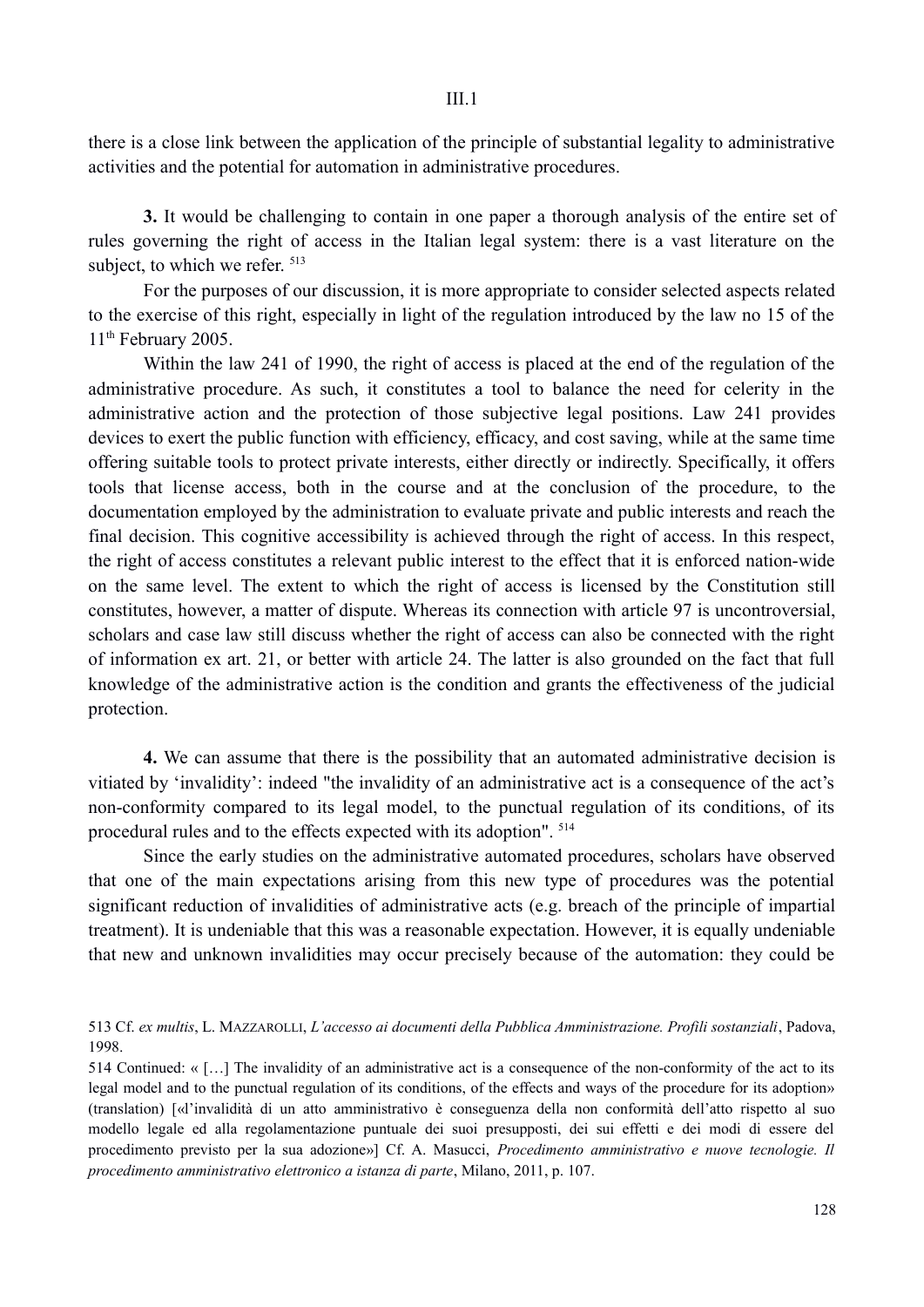there is a close link between the application of the principle of substantial legality to administrative activities and the potential for automation in administrative procedures.

**3.** It would be challenging to contain in one paper a thorough analysis of the entire set of rules governing the right of access in the Italian legal system: there is a vast literature on the subject, to which we refer. [513]

For the purposes of our discussion, it is more appropriate to consider selected aspects related to the exercise of this right, especially in light of the regulation introduced by the law no 15 of the 11th February 2005.

Within the law 241 of 1990, the right of access is placed at the end of the regulation of the administrative procedure. As such, it constitutes a tool to balance the need for celerity in the administrative action and the protection of those subjective legal positions. Law 241 provides devices to exert the public function with efficiency, efficacy, and cost saving, while at the same time offering suitable tools to protect private interests, either directly or indirectly. Specifically, it offers tools that license access, both in the course and at the conclusion of the procedure, to the documentation employed by the administration to evaluate private and public interests and reach the final decision. This cognitive accessibility is achieved through the right of access. In this respect, the right of access constitutes a relevant public interest to the effect that it is enforced nation-wide on the same level. The extent to which the right of access is licensed by the Constitution still constitutes, however, a matter of dispute. Whereas its connection with article 97 is uncontroversial, scholars and case law still discuss whether the right of access can also be connected with the right of information ex art. 21, or better with article 24. The latter is also grounded on the fact that full knowledge of the administrative action is the condition and grants the effectiveness of the judicial protection.

**4.** We can assume that there is the possibility that an automated administrative decision is vitiated by 'invalidity': indeed "the invalidity of an administrative act is a consequence of the act's non-conformity compared to its legal model, to the punctual regulation of its conditions, of its procedural rules and to the effects expected with its adoption". [514]

Since the early studies on the administrative automated procedures, scholars have observed that one of the main expectations arising from this new type of procedures was the potential significant reduction of invalidities of administrative acts (e.g. breach of the principle of impartial treatment). It is undeniable that this was a reasonable expectation. However, it is equally undeniable that new and unknown invalidities may occur precisely because of the automation: they could be

513 Cf. *ex multis*, L. MAZZAROLLI, *L'accesso ai documenti della Pubblica Amministrazione. Profili sostanziali*, Padova, 1998.

514 Continued: « […] The invalidity of an administrative act is a consequence of the non-conformity of the act to its legal model and to the punctual regulation of its conditions, of the effects and ways of the procedure for its adoption» (translation) [«l'invalidità di un atto amministrativo è conseguenza della non conformità dell'atto rispetto al suo modello legale ed alla regolamentazione puntuale dei suoi presupposti, dei sui effetti e dei modi di essere del procedimento previsto per la sua adozione»] Cf. A. Masucci, *Procedimento amministrativo e nuove tecnologie. Il procedimento amministrativo elettronico a istanza di parte*, Milano, 2011, p. 107.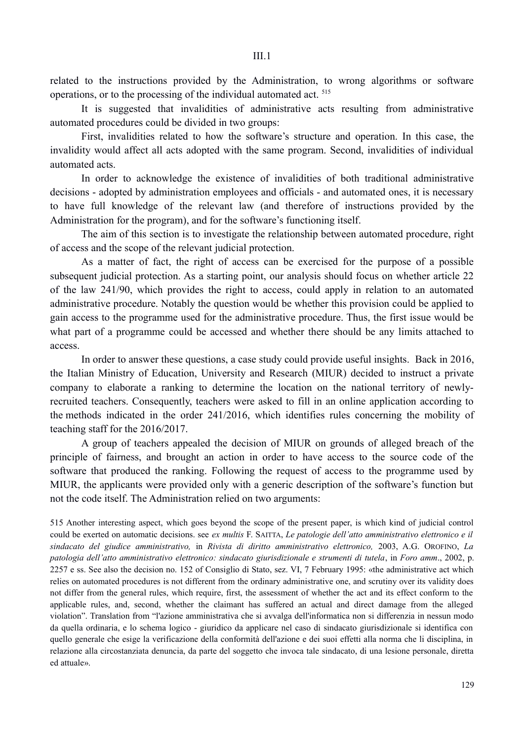related to the instructions provided by the Administration, to wrong algorithms or software operations, or to the processing of the individual automated act. [515]

It is suggested that invalidities of administrative acts resulting from administrative automated procedures could be divided in two groups:

First, invalidities related to how the software's structure and operation. In this case, the invalidity would affect all acts adopted with the same program. Second, invalidities of individual automated acts.

In order to acknowledge the existence of invalidities of both traditional administrative decisions - adopted by administration employees and officials - and automated ones, it is necessary to have full knowledge of the relevant law (and therefore of instructions provided by the Administration for the program), and for the software's functioning itself.

The aim of this section is to investigate the relationship between automated procedure, right of access and the scope of the relevant judicial protection.

As a matter of fact, the right of access can be exercised for the purpose of a possible subsequent judicial protection. As a starting point, our analysis should focus on whether article 22 of the law 241/90, which provides the right to access, could apply in relation to an automated administrative procedure. Notably the question would be whether this provision could be applied to gain access to the programme used for the administrative procedure. Thus, the first issue would be what part of a programme could be accessed and whether there should be any limits attached to access.

In order to answer these questions, a case study could provide useful insights. Back in 2016, the Italian Ministry of Education, University and Research (MIUR) decided to instruct a private company to elaborate a ranking to determine the location on the national territory of newly-recruited teachers. Consequently, teachers were asked to fill in an online application according to the methods indicated in the order 241/2016, which identifies rules concerning the mobility of teaching staff for the 2016/2017.

A group of teachers appealed the decision of MIUR on grounds of alleged breach of the principle of fairness, and brought an action in order to have access to the source code of the software that produced the ranking. Following the request of access to the programme used by MIUR, the applicants were provided only with a generic description of the software's function but not the code itself. The Administration relied on two arguments:

---

515 Another interesting aspect, which goes beyond the scope of the present paper, is which kind of judicial control could be exerted on automatic decisions. see *ex multis* F. SAITTA, *Le patologie dell'atto amministrativo elettronico e il sindacato del giudice amministrativo,* in *Rivista di diritto amministrativo elettronico,* 2003, A.G. OROFINO, *La patologia dell'atto amministrativo elettronico: sindacato giurisdizionale e strumenti di tutela*, in *Foro amm*., 2002, p. 2257 e ss. See also the decision no. 152 of Consiglio di Stato, sez. VI, 7 February 1995: «the administrative act which relies on automated procedures is not different from the ordinary administrative one, and scrutiny over its validity does not differ from the general rules, which require, first, the assessment of whether the act and its effect conform to the applicable rules, and, second, whether the claimant has suffered an actual and direct damage from the alleged violation". Translation from "l'azione amministrativa che si avvalga dell'informatica non si differenzia in nessun modo da quella ordinaria, e lo schema logico - giuridico da applicare nel caso di sindacato giurisdizionale si identifica con quello generale che esige la verificazione della conformità dell'azione e dei suoi effetti alla norma che li disciplina, in relazione alla circostanziata denuncia, da parte del soggetto che invoca tale sindacato, di una lesione personale, diretta ed attuale».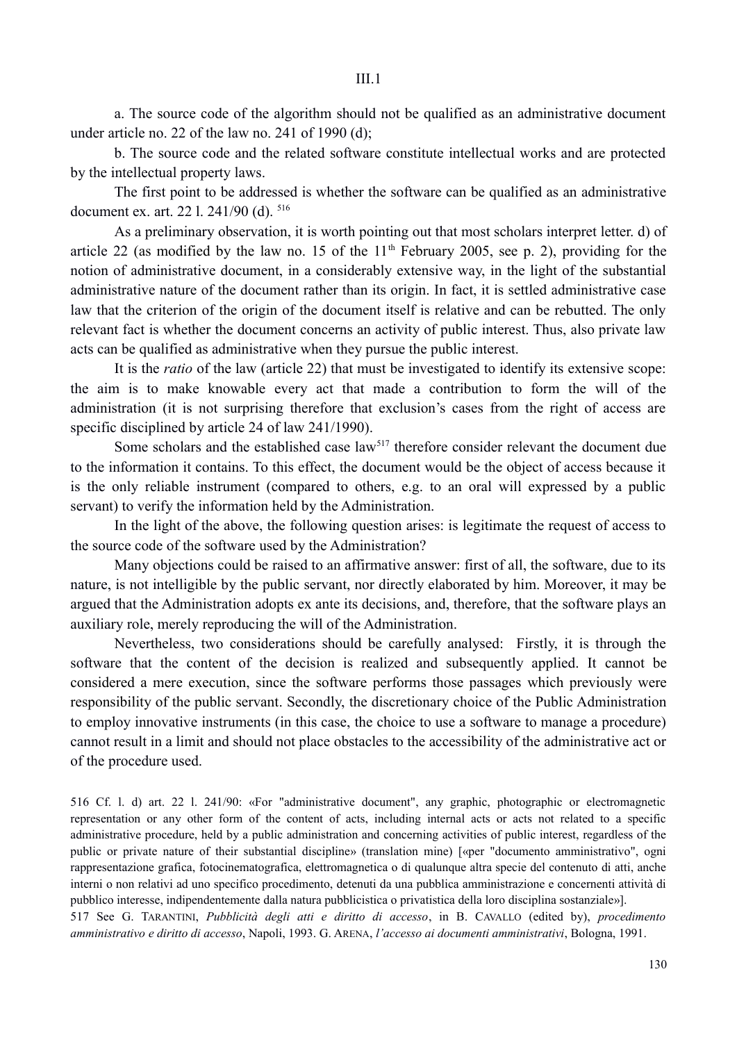III.1

a. The source code of the algorithm should not be qualified as an administrative document under article no. 22 of the law no. 241 of 1990 (d);

b. The source code and the related software constitute intellectual works and are protected by the intellectual property laws.

The first point to be addressed is whether the software can be qualified as an administrative document ex. art. 22 l. 241/90 (d). [516]

As a preliminary observation, it is worth pointing out that most scholars interpret letter. d) of article 22 (as modified by the law no. 15 of the 11th February 2005, see p. 2), providing for the notion of administrative document, in a considerably extensive way, in the light of the substantial administrative nature of the document rather than its origin. In fact, it is settled administrative case law that the criterion of the origin of the document itself is relative and can be rebutted. The only relevant fact is whether the document concerns an activity of public interest. Thus, also private law acts can be qualified as administrative when they pursue the public interest.

It is the *ratio* of the law (article 22) that must be investigated to identify its extensive scope: the aim is to make knowable every act that made a contribution to form the will of the administration (it is not surprising therefore that exclusion's cases from the right of access are specific disciplined by article 24 of law 241/1990).

Some scholars and the established case law[517] therefore consider relevant the document due to the information it contains. To this effect, the document would be the object of access because it is the only reliable instrument (compared to others, e.g. to an oral will expressed by a public servant) to verify the information held by the Administration.

In the light of the above, the following question arises: is legitimate the request of access to the source code of the software used by the Administration?

Many objections could be raised to an affirmative answer: first of all, the software, due to its nature, is not intelligible by the public servant, nor directly elaborated by him. Moreover, it may be argued that the Administration adopts ex ante its decisions, and, therefore, that the software plays an auxiliary role, merely reproducing the will of the Administration.

Nevertheless, two considerations should be carefully analysed: Firstly, it is through the software that the content of the decision is realized and subsequently applied. It cannot be considered a mere execution, since the software performs those passages which previously were responsibility of the public servant. Secondly, the discretionary choice of the Public Administration to employ innovative instruments (in this case, the choice to use a software to manage a procedure) cannot result in a limit and should not place obstacles to the accessibility of the administrative act or of the procedure used.

516 Cf. l. d) art. 22 l. 241/90: «For "administrative document", any graphic, photographic or electromagnetic representation or any other form of the content of acts, including internal acts or acts not related to a specific administrative procedure, held by a public administration and concerning activities of public interest, regardless of the public or private nature of their substantial discipline» (translation mine) [«per "documento amministrativo", ogni rappresentazione grafica, fotocinematografica, elettromagnetica o di qualunque altra specie del contenuto di atti, anche interni o non relativi ad uno specifico procedimento, detenuti da una pubblica amministrazione e concernenti attività di pubblico interesse, indipendentemente dalla natura pubblicistica o privatistica della loro disciplina sostanziale»].

517 See G. TARANTINI, *Pubblicità degli atti e diritto di accesso*, in B. CAVALLO (edited by), *procedimento amministrativo e diritto di accesso*, Napoli, 1993. G. ARENA, *l'accesso ai documenti amministrativi*, Bologna, 1991.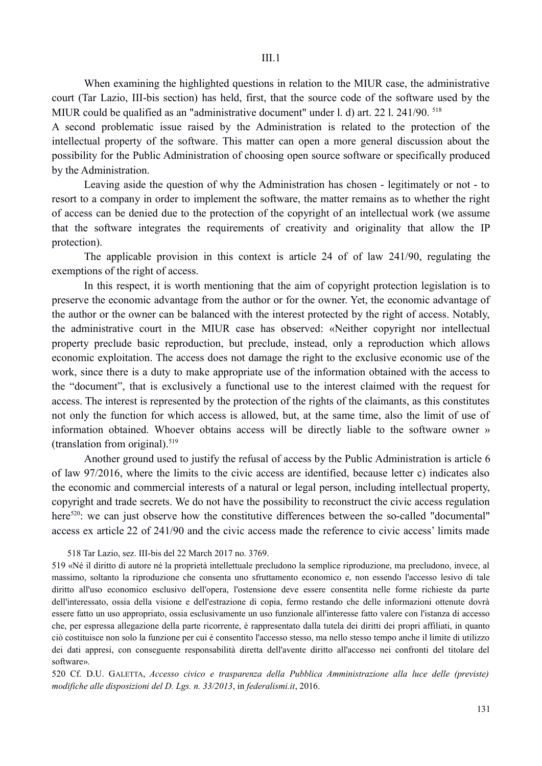### III.1

When examining the highlighted questions in relation to the MIUR case, the administrative court (Tar Lazio, III-bis section) has held, first, that the source code of the software used by the MIUR could be qualified as an "administrative document" under l. d) art. 22 l. 241/90. [518]

A second problematic issue raised by the Administration is related to the protection of the intellectual property of the software. This matter can open a more general discussion about the possibility for the Public Administration of choosing open source software or specifically produced by the Administration.

Leaving aside the question of why the Administration has chosen - legitimately or not - to resort to a company in order to implement the software, the matter remains as to whether the right of access can be denied due to the protection of the copyright of an intellectual work (we assume that the software integrates the requirements of creativity and originality that allow the IP protection).

The applicable provision in this context is article 24 of of law 241/90, regulating the exemptions of the right of access.

In this respect, it is worth mentioning that the aim of copyright protection legislation is to preserve the economic advantage from the author or for the owner. Yet, the economic advantage of the author or the owner can be balanced with the interest protected by the right of access. Notably, the administrative court in the MIUR case has observed: «Neither copyright nor intellectual property preclude basic reproduction, but preclude, instead, only a reproduction which allows economic exploitation. The access does not damage the right to the exclusive economic use of the work, since there is a duty to make appropriate use of the information obtained with the access to the "document", that is exclusively a functional use to the interest claimed with the request for access. The interest is represented by the protection of the rights of the claimants, as this constitutes not only the function for which access is allowed, but, at the same time, also the limit of use of information obtained. Whoever obtains access will be directly liable to the software owner » (translation from original).[519]

Another ground used to justify the refusal of access by the Public Administration is article 6 of law 97/2016, where the limits to the civic access are identified, because letter c) indicates also the economic and commercial interests of a natural or legal person, including intellectual property, copyright and trade secrets. We do not have the possibility to reconstruct the civic access regulation here[520]: we can just observe how the constitutive differences between the so-called "documental" access ex article 22 of 241/90 and the civic access made the reference to civic access' limits made

518 Tar Lazio, sez. III-bis del 22 March 2017 no. 3769.

519 «Né il diritto di autore né la proprietà intellettuale precludono la semplice riproduzione, ma precludono, invece, al massimo, soltanto la riproduzione che consenta uno sfruttamento economico e, non essendo l'accesso lesivo di tale diritto all'uso economico esclusivo dell'opera, l'ostensione deve essere consentita nelle forme richieste da parte dell'interessato, ossia della visione e dell'estrazione di copia, fermo restando che delle informazioni ottenute dovrà essere fatto un uso appropriato, ossia esclusivamente un uso funzionale all'interesse fatto valere con l'istanza di accesso che, per espressa allegazione della parte ricorrente, è rappresentato dalla tutela dei diritti dei propri affiliati, in quanto ciò costituisce non solo la funzione per cui è consentito l'accesso stesso, ma nello stesso tempo anche il limite di utilizzo dei dati appresi, con conseguente responsabilità diretta dell'avente diritto all'accesso nei confronti del titolare del software».

520 Cf. D.U. GALETTA, *Accesso civico e trasparenza della Pubblica Amministrazione alla luce delle (previste) modifiche alle disposizioni del D. Lgs. n. 33/2013*, in *federalismi.it*, 2016.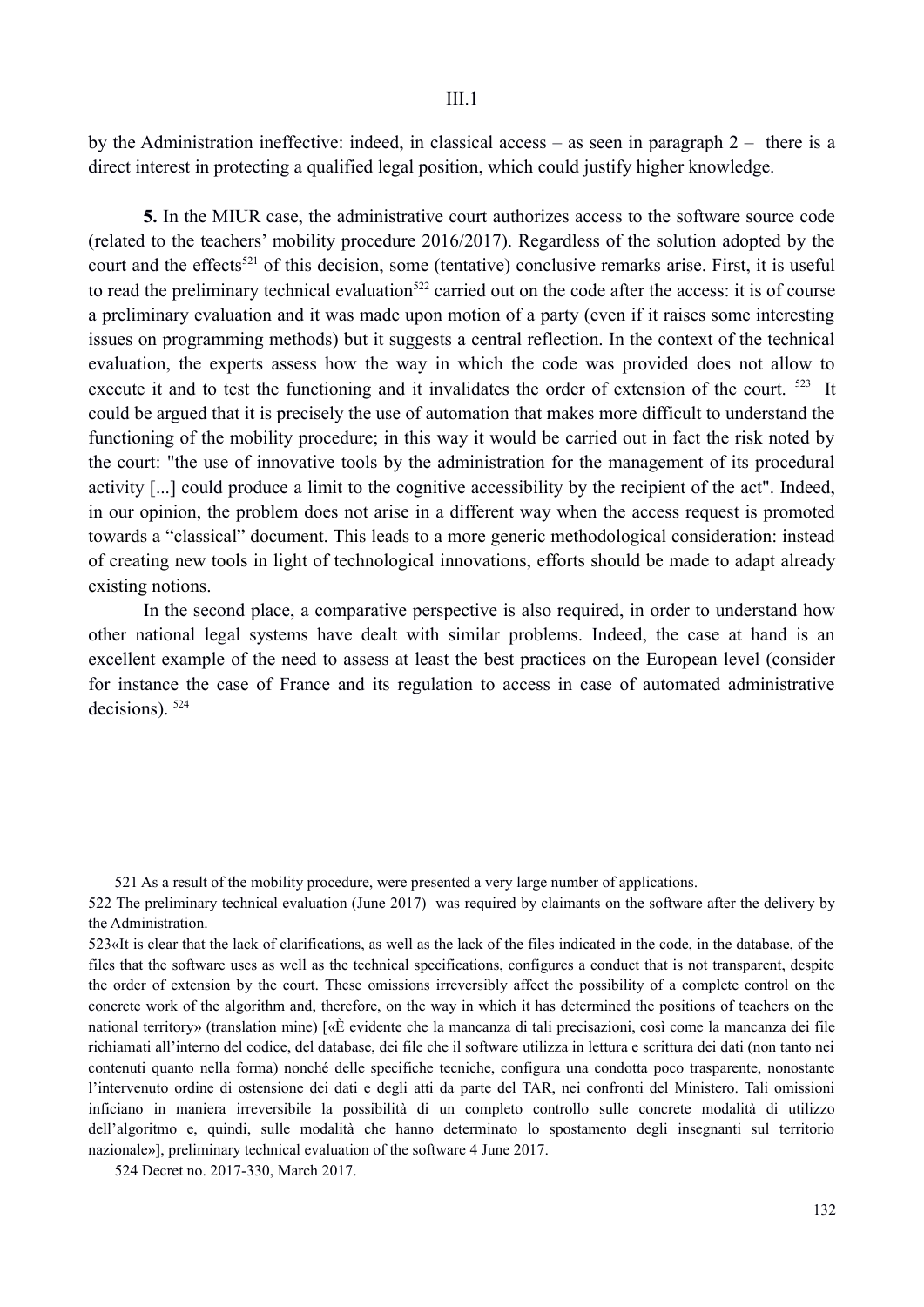by the Administration ineffective: indeed, in classical access – as seen in paragraph 2 – there is a direct interest in protecting a qualified legal position, which could justify higher knowledge.

**5.** In the MIUR case, the administrative court authorizes access to the software source code (related to the teachers' mobility procedure 2016/2017). Regardless of the solution adopted by the court and the effects[521] of this decision, some (tentative) conclusive remarks arise. First, it is useful to read the preliminary technical evaluation[522] carried out on the code after the access: it is of course a preliminary evaluation and it was made upon motion of a party (even if it raises some interesting issues on programming methods) but it suggests a central reflection. In the context of the technical evaluation, the experts assess how the way in which the code was provided does not allow to execute it and to test the functioning and it invalidates the order of extension of the court. [523] It could be argued that it is precisely the use of automation that makes more difficult to understand the functioning of the mobility procedure; in this way it would be carried out in fact the risk noted by the court: "the use of innovative tools by the administration for the management of its procedural activity [...] could produce a limit to the cognitive accessibility by the recipient of the act". Indeed, in our opinion, the problem does not arise in a different way when the access request is promoted towards a "classical" document. This leads to a more generic methodological consideration: instead of creating new tools in light of technological innovations, efforts should be made to adapt already existing notions.

In the second place, a comparative perspective is also required, in order to understand how other national legal systems have dealt with similar problems. Indeed, the case at hand is an excellent example of the need to assess at least the best practices on the European level (consider for instance the case of France and its regulation to access in case of automated administrative decisions). [524]

521 As a result of the mobility procedure, were presented a very large number of applications.

522 The preliminary technical evaluation (June 2017) was required by claimants on the software after the delivery by the Administration.

523«It is clear that the lack of clarifications, as well as the lack of the files indicated in the code, in the database, of the files that the software uses as well as the technical specifications, configures a conduct that is not transparent, despite the order of extension by the court. These omissions irreversibly affect the possibility of a complete control on the concrete work of the algorithm and, therefore, on the way in which it has determined the positions of teachers on the national territory» (translation mine) [«È evidente che la mancanza di tali precisazioni, così come la mancanza dei file richiamati all'interno del codice, del database, dei file che il software utilizza in lettura e scrittura dei dati (non tanto nei contenuti quanto nella forma) nonché delle specifiche tecniche, configura una condotta poco trasparente, nonostante l'intervenuto ordine di ostensione dei dati e degli atti da parte del TAR, nei confronti del Ministero. Tali omissioni inficiano in maniera irreversibile la possibilità di un completo controllo sulle concrete modalità di utilizzo dell'algoritmo e, quindi, sulle modalità che hanno determinato lo spostamento degli insegnanti sul territorio nazionale»], preliminary technical evaluation of the software 4 June 2017.

524 Decret no. 2017-330, March 2017.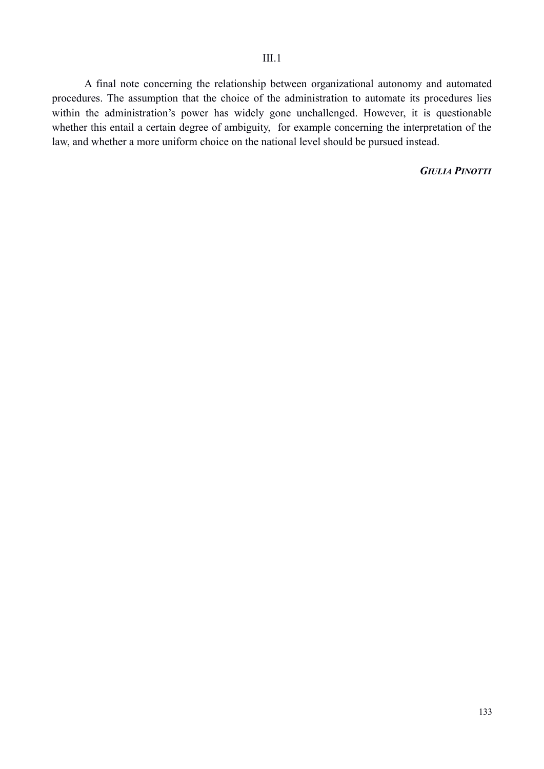III.1

A final note concerning the relationship between organizational autonomy and automated procedures. The assumption that the choice of the administration to automate its procedures lies within the administration's power has widely gone unchallenged. However, it is questionable whether this entail a certain degree of ambiguity,  for example concerning the interpretation of the law, and whether a more uniform choice on the national level should be pursued instead.

***GIULIA PINOTTI***